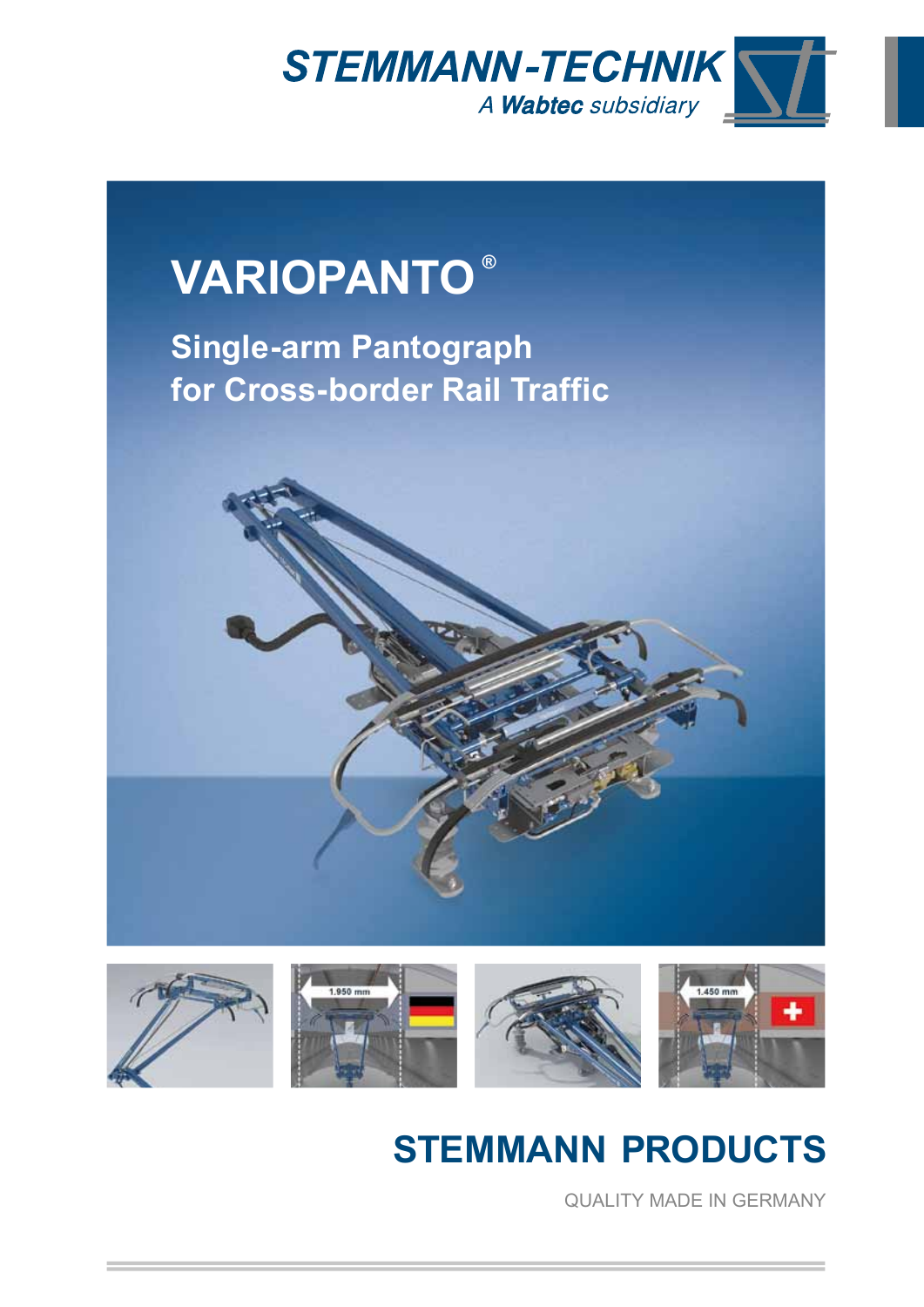STEMMANN-TECHNIK

A Wabtec subsidiary

# VARIOPANTO®

## Single-arm Pantograph for Cross-border Rail Traffic

1.950 mm

1.450 mm

# STEMMANN PRODUCTS

QUALITY MADE IN GERMANY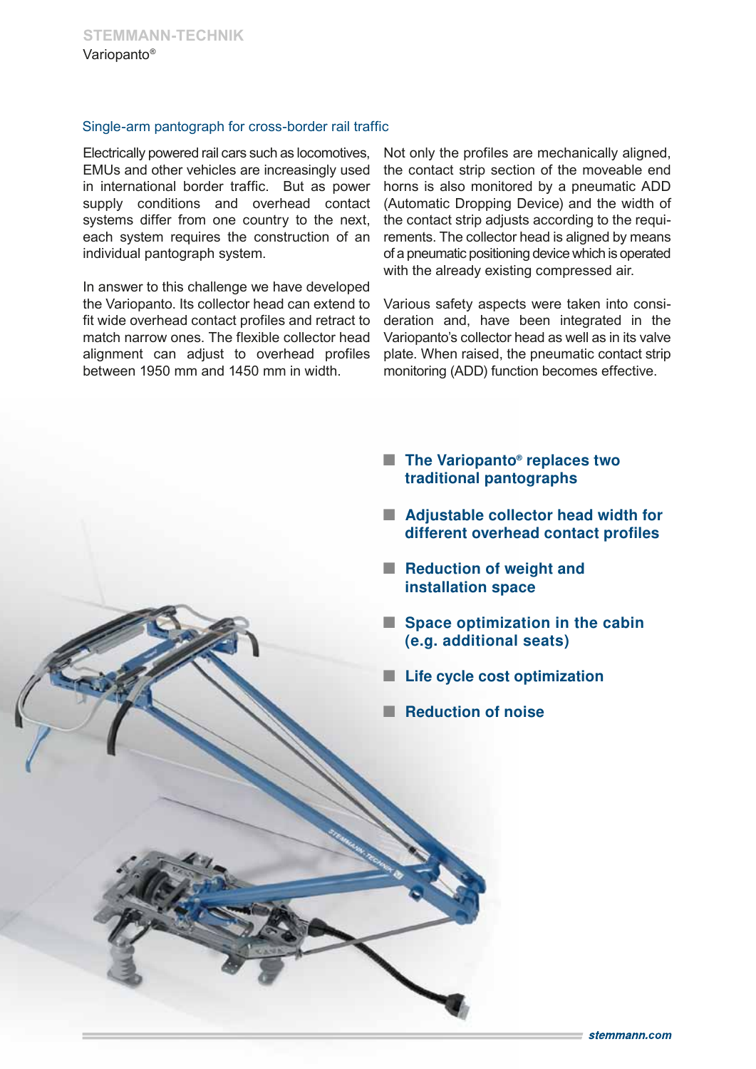## Single-arm pantograph for cross-border rail traffic

Electrically powered rail cars such as locomotives, EMUs and other vehicles are increasingly used in international border traffic. But as power supply conditions and overhead contact systems differ from one country to the next, each system requires the construction of an individual pantograph system.

In answer to this challenge we have developed the Variopanto. Its collector head can extend to fit wide overhead contact profiles and retract to match narrow ones. The flexible collector head alignment can adjust to overhead profiles between 1950 mm and 1450 mm in width.

Not only the profiles are mechanically aligned, the contact strip section of the moveable end horns is also monitored by a pneumatic ADD (Automatic Dropping Device) and the width of the contact strip adjusts according to the requirements. The collector head is aligned by means of a pneumatic positioning device which is operated with the already existing compressed air.

Various safety aspects were taken into consideration and, have been integrated in the Variopanto's collector head as well as in its valve plate. When raised, the pneumatic contact strip monitoring (ADD) function becomes effective.

- **The Variopanto® replaces two traditional pantographs**
- **Adjustable collector head width for different overhead contact profiles**
- **Reduction of weight and installation space**
- **Space optimization in the cabin (e.g. additional seats)**
- **Life cycle cost optimization**
- **Reduction of noise**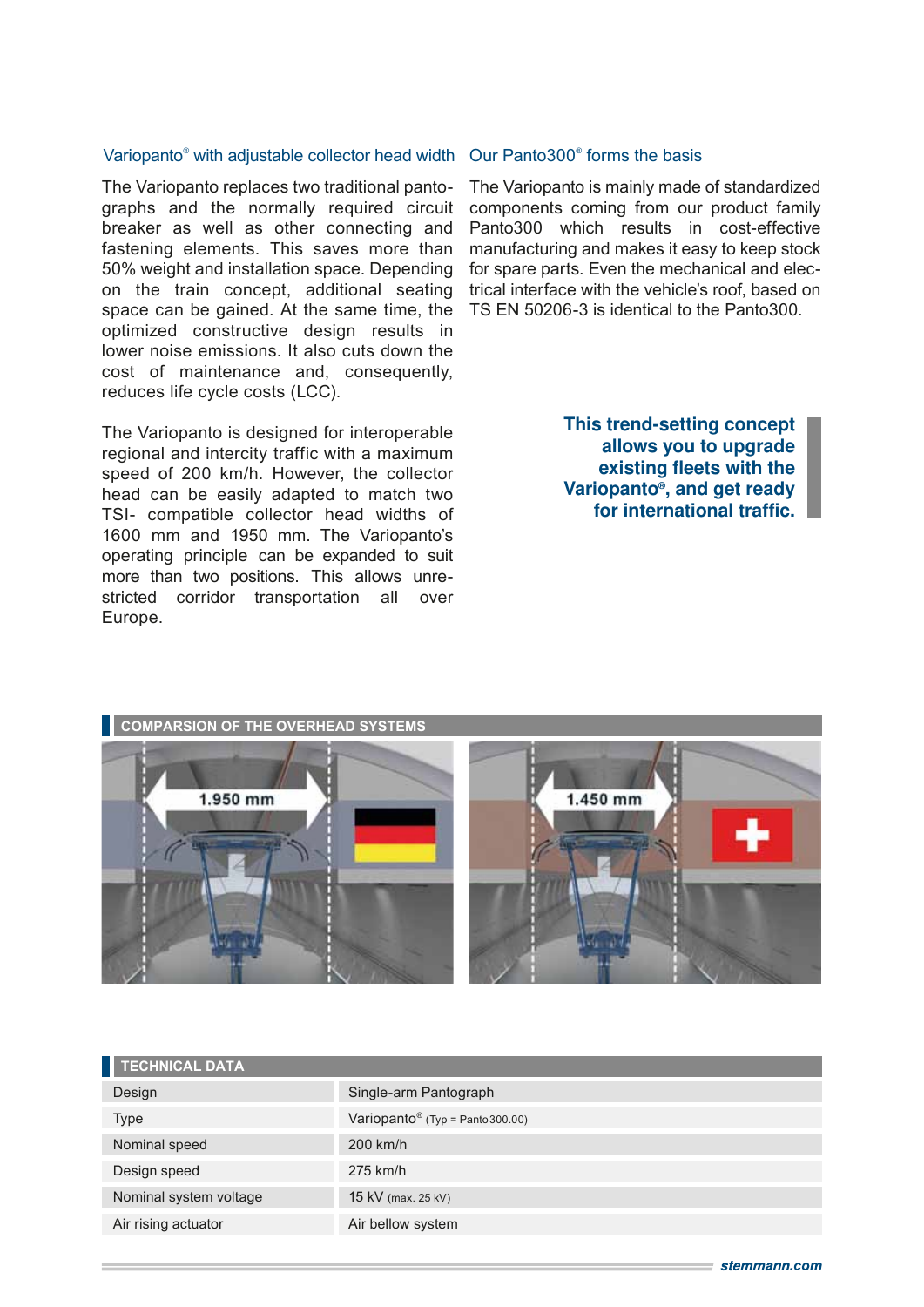## Variopanto® with adjustable collector head width

The Variopanto replaces two traditional pantographs and the normally required circuit breaker as well as other connecting and fastening elements. This saves more than 50% weight and installation space. Depending on the train concept, additional seating space can be gained. At the same time, the optimized constructive design results in lower noise emissions. It also cuts down the cost of maintenance and, consequently, reduces life cycle costs (LCC).

The Variopanto is designed for interoperable regional and intercity traffic with a maximum speed of 200 km/h. However, the collector head can be easily adapted to match two TSI- compatible collector head widths of 1600 mm and 1950 mm. The Variopanto's operating principle can be expanded to suit more than two positions. This allows unrestricted corridor transportation all over Europe.

## Our Panto300® forms the basis

The Variopanto is mainly made of standardized components coming from our product family Panto300 which results in cost-effective manufacturing and makes it easy to keep stock for spare parts. Even the mechanical and electrical interface with the vehicle's roof, based on TS EN 50206-3 is identical to the Panto300.

**This trend-setting concept allows you to upgrade existing fleets with the Variopanto®, and get ready for international traffic.**

## COMPARSION OF THE OVERHEAD SYSTEMS

1.950 mm

1.450 mm

## TECHNICAL DATA

| | |
|---|---|
| Design | Single-arm Pantograph |
| Type | Variopanto® (Typ = Panto300.00) |
| Nominal speed | 200 km/h |
| Design speed | 275 km/h |
| Nominal system voltage | 15 kV (max. 25 kV) |
| Air rising actuator | Air bellow system |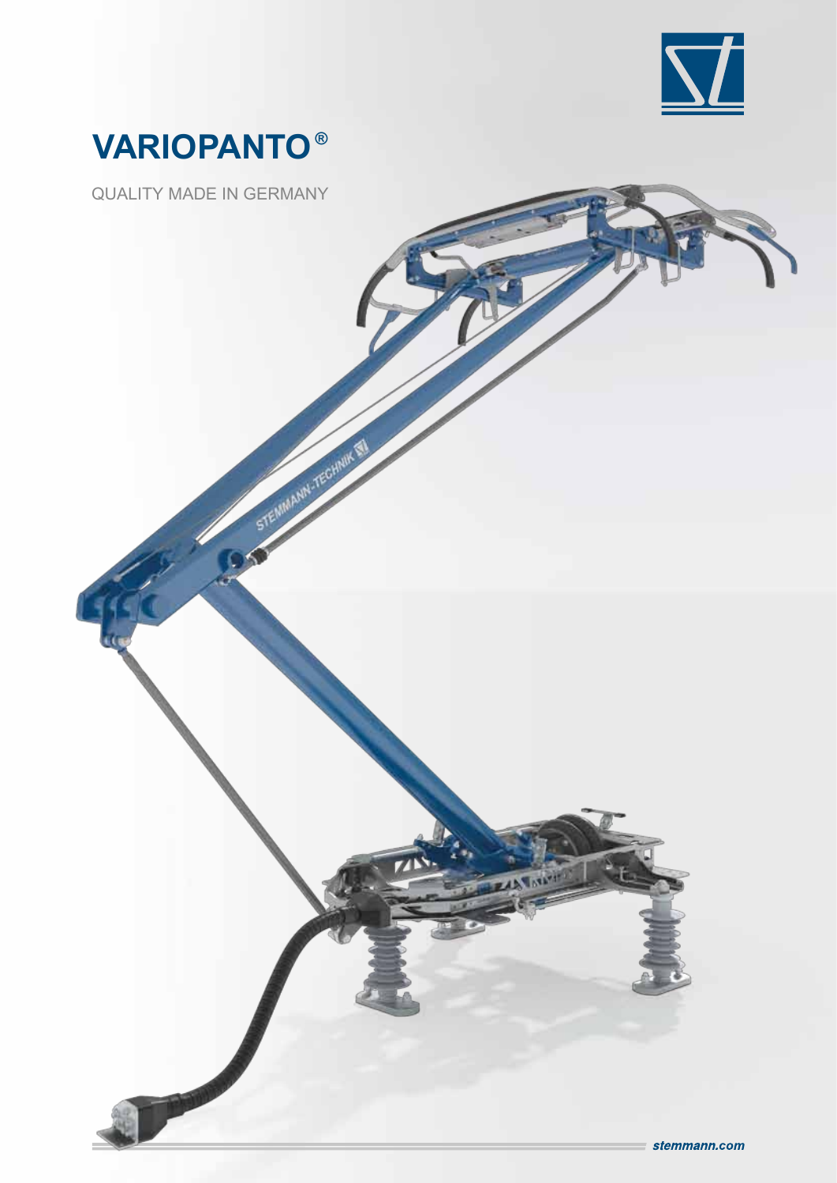# VARIOPANTO®

QUALITY MADE IN GERMANY

stemmann.com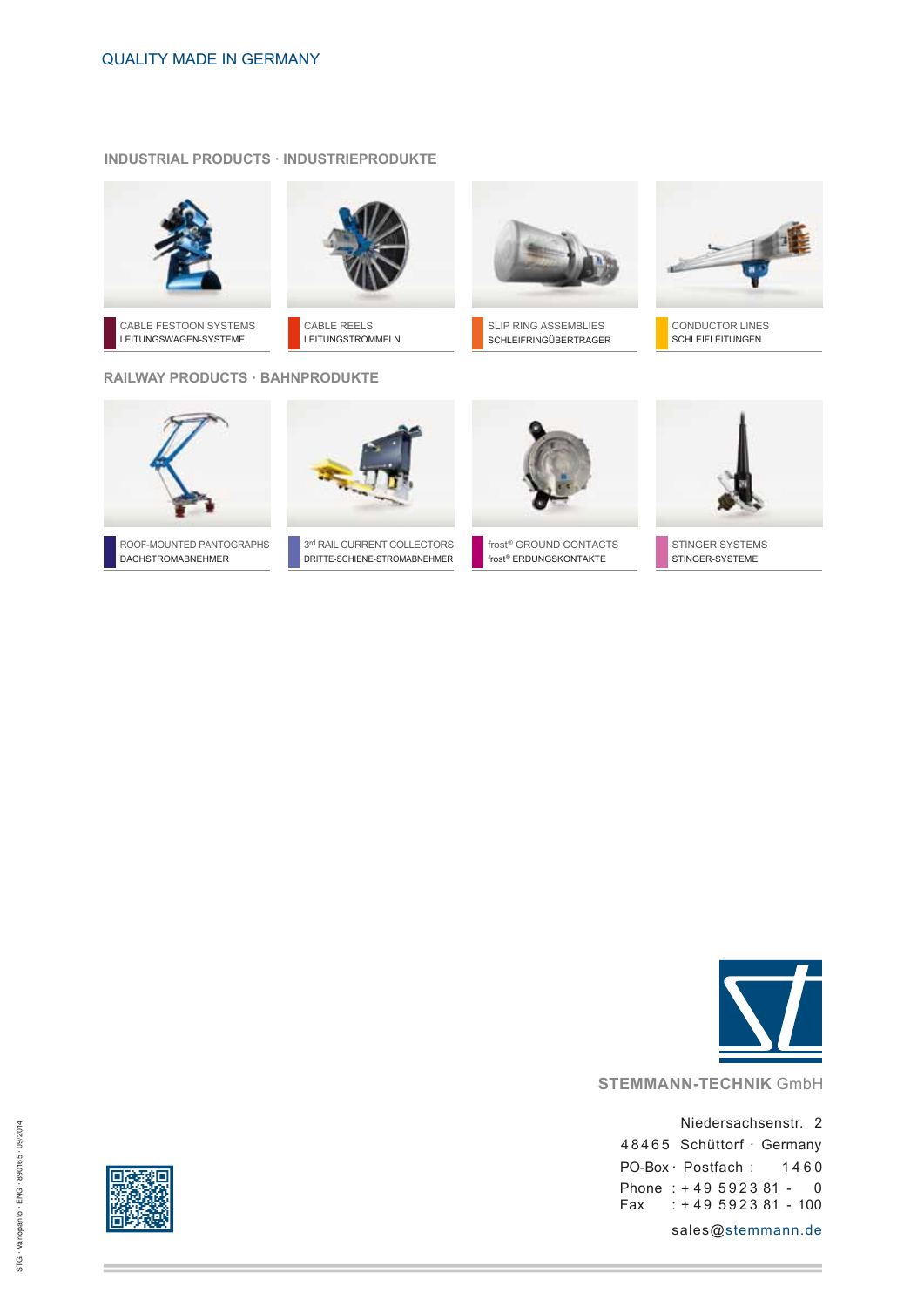QUALITY MADE IN GERMANY

## INDUSTRIAL PRODUCTS · INDUSTRIEPRODUKTE

CABLE FESTOON SYSTEMS
LEITUNGSWAGEN-SYSTEME

CABLE REELS
LEITUNGSTROMMELN

SLIP RING ASSEMBLIES
SCHLEIFRINGÜBERTRAGER

CONDUCTOR LINES
SCHLEIFLEITUNGEN

## RAILWAY PRODUCTS · BAHNPRODUKTE

ROOF-MOUNTED PANTOGRAPHS
DACHSTROMABNEHMER

3rd RAIL CURRENT COLLECTORS
DRITTE-SCHIENE-STROMABNEHMER

frost® GROUND CONTACTS
frost® ERDUNGSKONTAKTE

STINGER SYSTEMS
STINGER-SYSTEME

**STEMMANN-TECHNIK** GmbH

Niedersachsenstr. 2
48465 Schüttorf · Germany
PO-Box · Postfach : 1460
Phone : + 49 5923 81 - 0
Fax : + 49 5923 81 - 100
sales@stemmann.de

STG · Variopanto · ENG · 890165 · 09/2014